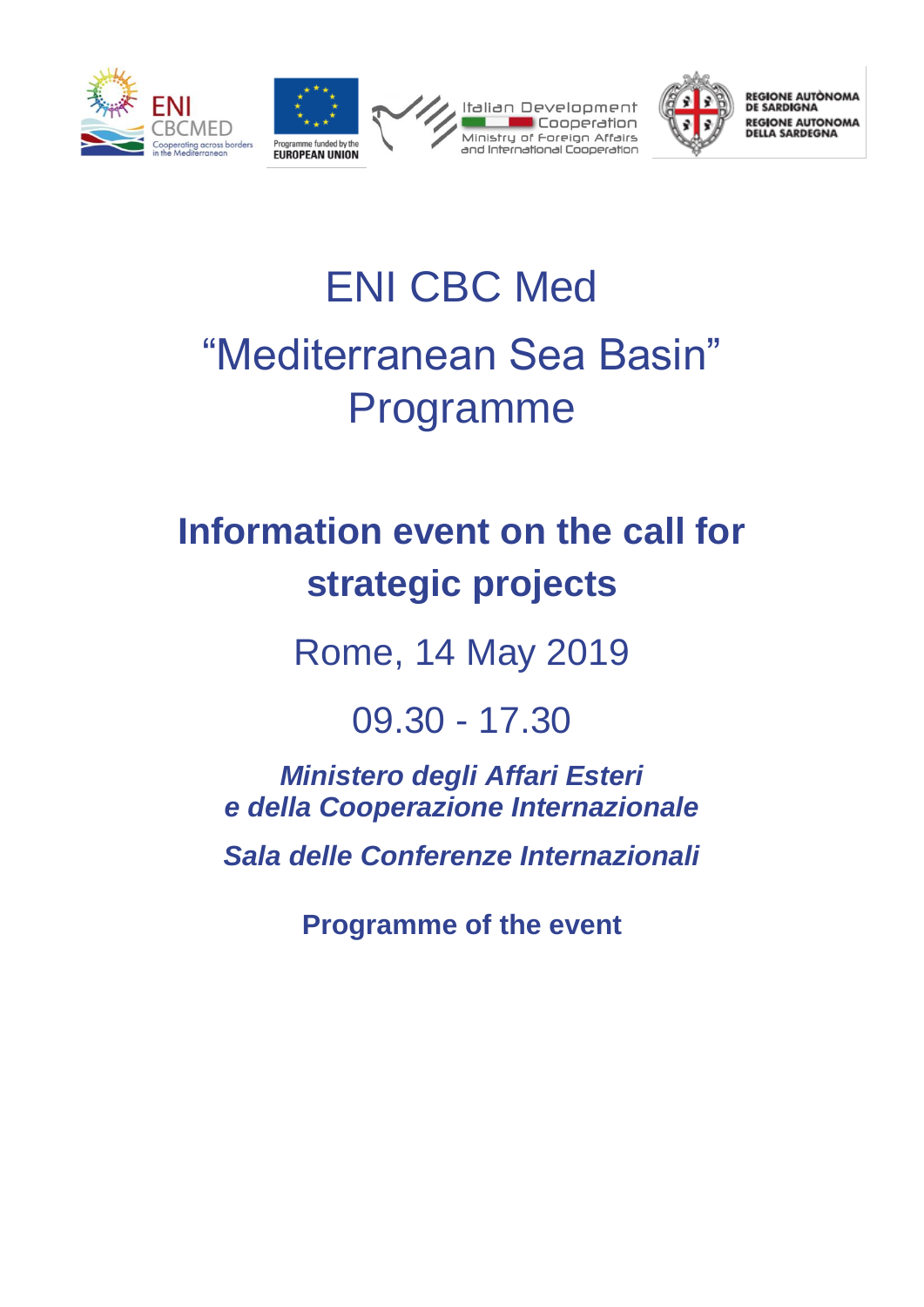# ENI CBC Med
# "Mediterranean Sea Basin" Programme

## Information event on the call for strategic projects

Rome, 14 May 2019

09.30 - 17.30

***Ministero degli Affari Esteri e della Cooperazione Internazionale***

***Sala delle Conferenze Internazionali***

**Programme of the event**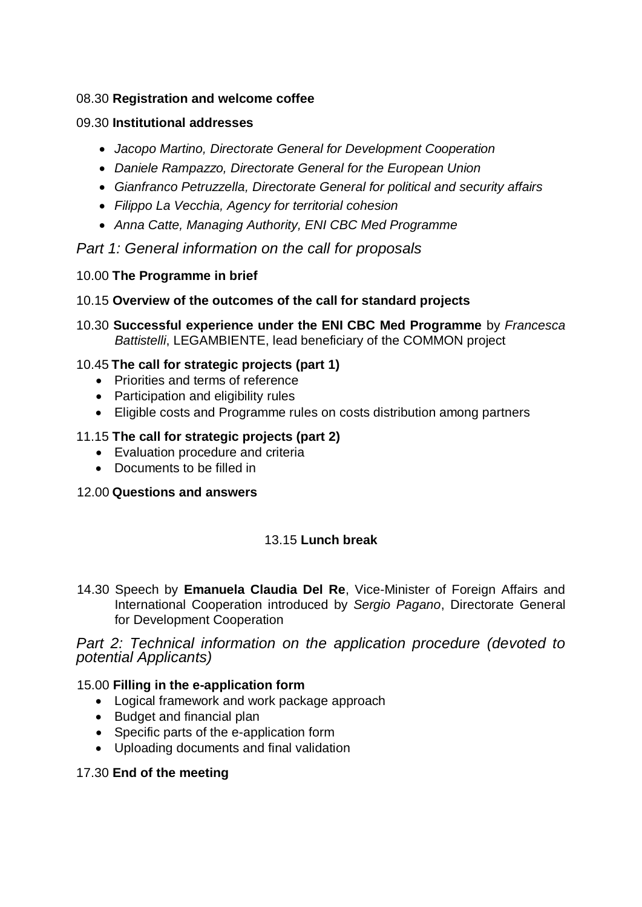08.30 **Registration and welcome coffee**

09.30 **Institutional addresses**

- *Jacopo Martino, Directorate General for Development Cooperation*
- *Daniele Rampazzo, Directorate General for the European Union*
- *Gianfranco Petruzzella, Directorate General for political and security affairs*
- *Filippo La Vecchia, Agency for territorial cohesion*
- *Anna Catte, Managing Authority, ENI CBC Med Programme*

## *Part 1: General information on the call for proposals*

10.00 **The Programme in brief**

10.15 **Overview of the outcomes of the call for standard projects**

10.30 **Successful experience under the ENI CBC Med Programme** by *Francesca Battistelli*, LEGAMBIENTE, lead beneficiary of the COMMON project

10.45 **The call for strategic projects (part 1)**

- Priorities and terms of reference
- Participation and eligibility rules
- Eligible costs and Programme rules on costs distribution among partners

11.15 **The call for strategic projects (part 2)**

- Evaluation procedure and criteria
- Documents to be filled in

12.00 **Questions and answers**

13.15 **Lunch break**

14.30 Speech by **Emanuela Claudia Del Re**, Vice-Minister of Foreign Affairs and International Cooperation introduced by *Sergio Pagano*, Directorate General for Development Cooperation

## *Part 2: Technical information on the application procedure (devoted to potential Applicants)*

15.00 **Filling in the e-application form**

- Logical framework and work package approach
- Budget and financial plan
- Specific parts of the e-application form
- Uploading documents and final validation

17.30 **End of the meeting**